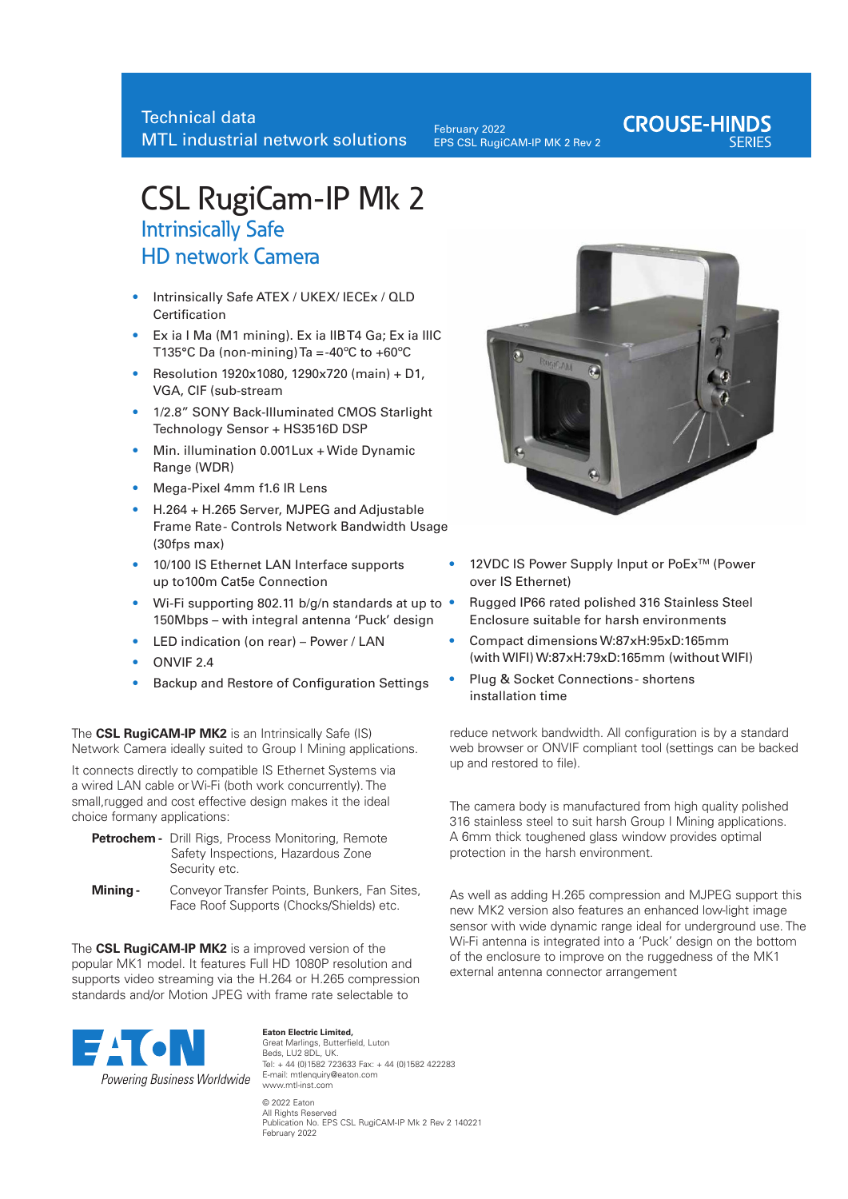Technical data
MTL industrial network solutions

February 2022
EPS CSL RugiCAM-IP MK 2 Rev 2

CROUSE-HINDS SERIES

# CSL RugiCam-IP Mk 2

## Intrinsically Safe HD network Camera

- Intrinsically Safe ATEX / UKEX/ IECEx / QLD Certification
- Ex ia I Ma (M1 mining). Ex ia IIBT4 Ga; Ex ia IIIC T135°C Da (non-mining) Ta =-40°C to +60°C
- Resolution 1920x1080, 1290x720 (main) + D1, VGA, CIF (sub-stream
- 1/2.8" SONY Back-Illuminated CMOS Starlight Technology Sensor + HS3516D DSP
- Min. illumination 0.001Lux + Wide Dynamic Range (WDR)
- Mega-Pixel 4mm f1.6 IR Lens
- H.264 + H.265 Server, MJPEG and Adjustable Frame Rate - Controls Network Bandwidth Usage (30fps max)
- 10/100 IS Ethernet LAN Interface supports up to100m Cat5e Connection
- Wi-Fi supporting 802.11 b/g/n standards at up to 150Mbps – with integral antenna 'Puck' design
- LED indication (on rear) – Power / LAN
- ONVIF 2.4
- Backup and Restore of Configuration Settings
- 12VDC IS Power Supply Input or PoEx™ (Power over IS Ethernet)
- Rugged IP66 rated polished 316 Stainless Steel Enclosure suitable for harsh environments
- Compact dimensions W:87xH:95xD:165mm (with WIFI) W:87xH:79xD:165mm (without WIFI)
- Plug & Socket Connections - shortens installation time

The **CSL RugiCAM-IP MK2** is an Intrinsically Safe (IS) Network Camera ideally suited to Group I Mining applications.

It connects directly to compatible IS Ethernet Systems via a wired LAN cable or Wi-Fi (both work concurrently). The small,rugged and cost effective design makes it the ideal choice formany applications:

**Petrochem -** Drill Rigs, Process Monitoring, Remote Safety Inspections, Hazardous Zone Security etc.

**Mining -** Conveyor Transfer Points, Bunkers, Fan Sites, Face Roof Supports (Chocks/Shields) etc.

The **CSL RugiCAM-IP MK2** is a improved version of the popular MK1 model. It features Full HD 1080P resolution and supports video streaming via the H.264 or H.265 compression standards and/or Motion JPEG with frame rate selectable to reduce network bandwidth. All configuration is by a standard web browser or ONVIF compliant tool (settings can be backed up and restored to file).

The camera body is manufactured from high quality polished 316 stainless steel to suit harsh Group I Mining applications. A 6mm thick toughened glass window provides optimal protection in the harsh environment.

As well as adding H.265 compression and MJPEG support this new MK2 version also features an enhanced low-light image sensor with wide dynamic range ideal for underground use. The Wi-Fi antenna is integrated into a 'Puck' design on the bottom of the enclosure to improve on the ruggedness of the MK1 external antenna connector arrangement

EATON
Powering Business Worldwide

**Eaton Electric Limited,**
Great Marlings, Butterfield, Luton
Beds, LU2 8DL, UK.
Tel: + 44 (0)1582 723633 Fax: + 44 (0)1582 422283
E-mail: mtlenquiry@eaton.com
www.mtl-inst.com

© 2022 Eaton
All Rights Reserved
Publication No. EPS CSL RugiCAM-IP Mk 2 Rev 2 140221
February 2022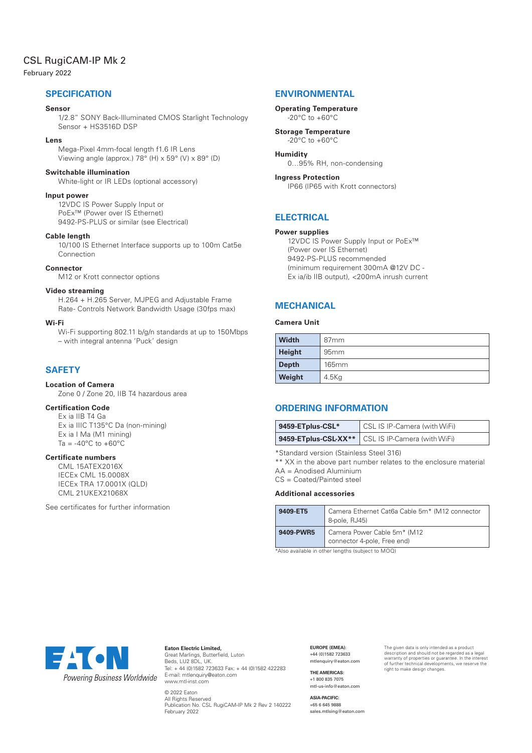# CSL RugiCAM-IP Mk 2

February 2022

## SPECIFICATION

**Sensor**
1/2.8" SONY Back-Illuminated CMOS Starlight Technology Sensor + HS3516D DSP

**Lens**
Mega-Pixel 4mm-focal length f1.6 IR Lens
Viewing angle (approx.) 78° (H) x 59° (V) x 89° (D)

**Switchable illumination**
White-light or IR LEDs (optional accessory)

**Input power**
12VDC IS Power Supply Input or PoEx™ (Power over IS Ethernet)
9492-PS-PLUS or similar (see Electrical)

**Cable length**
10/100 IS Ethernet Interface supports up to 100m Cat5e Connection

**Connector**
M12 or Krott connector options

**Video streaming**
H.264 + H.265 Server, MJPEG and Adjustable Frame Rate- Controls Network Bandwidth Usage (30fps max)

**Wi-Fi**
Wi-Fi supporting 802.11 b/g/n standards at up to 150Mbps – with integral antenna 'Puck' design

## SAFETY

**Location of Camera**
Zone 0 / Zone 20, IIB T4 hazardous area

**Certification Code**
Ex ia IIB T4 Ga
Ex ia IIIC T135°C Da (non-mining)
Ex ia I Ma (M1 mining)
Ta = -40°C to +60°C

**Certificate numbers**
CML 15ATEX2016X
IECEx CML 15.0008X
IECEx TRA 17.0001X (QLD)
CML 21UKEX21068X

See certificates for further information

## ENVIRONMENTAL

**Operating Temperature**
-20°C to +60°C

**Storage Temperature**
-20°C to +60°C

**Humidity**
0…95% RH, non-condensing

**Ingress Protection**
IP66 (IP65 with Krott connectors)

## ELECTRICAL

**Power supplies**
12VDC IS Power Supply Input or PoEx™ (Power over IS Ethernet)
9492-PS-PLUS recommended
(minimum requirement 300mA @12V DC - Ex ia/ib IIB output), <200mA inrush current

## MECHANICAL

**Camera Unit**

| | |
|---|---|
| **Width** | 87mm |
| **Height** | 95mm |
| **Depth** | 165mm |
| **Weight** | 4.5Kg |

## ORDERING INFORMATION

| | |
|---|---|
| **9459-ETplus-CSL*** | CSL IS IP-Camera (with WiFi) |
| **9459-ETplus-CSL-XX**** | CSL IS IP-Camera (with WiFi) |

*Standard version (Stainless Steel 316)
** XX in the above part number relates to the enclosure material
AA = Anodised Aluminium
CS = Coated/Painted steel

**Additional accessories**

| | |
|---|---|
| **9409-ET5** | Camera Ethernet Cat6a Cable 5m* (M12 connector 8-pole, RJ45) |
| **9409-PWR5** | Camera Power Cable 5m* (M12 connector 4-pole, Free end) |

*Also available in other lengths (subject to MOQ)

EATON
Powering Business Worldwide

**Eaton Electric Limited,**
Great Marlings, Butterfield, Luton
Beds, LU2 8DL, UK.
Tel: + 44 (0)1582 723633 Fax: + 44 (0)1582 422283
E-mail: mtlenquiry@eaton.com
www.mtl-inst.com

© 2022 Eaton
All Rights Reserved
Publication No. CSL RugiCAM-IP Mk 2 Rev 2 140222
February 2022

**EUROPE (EMEA):**
+44 (0)1582 723633
mtlenquiry@eaton.com

**THE AMERICAS:**
+1 800 835 7075
mtl-us-info@eaton.com

**ASIA-PACIFIC:**
+65 6 645 9888
sales.mtlsing@eaton.com

The given data is only intended as a product description and should not be regarded as a legal warranty of properties or guarantee. In the interest of further technical developments, we reserve the right to make design changes.